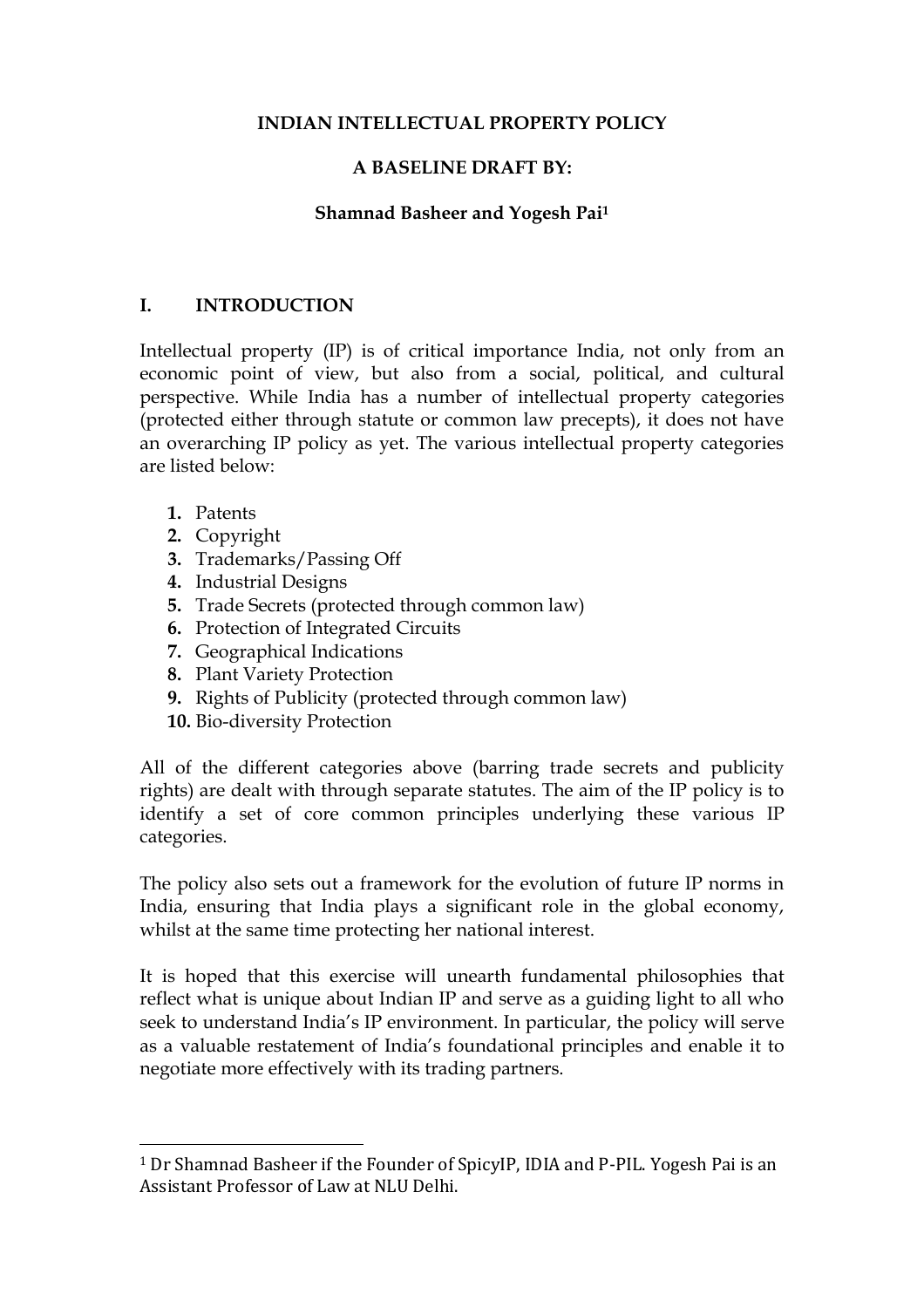# INDIAN INTELLECTUAL PROPERTY POLICY

## A BASELINE DRAFT BY:

### Shamnad Basheer and Yogesh Pai[1]

## I. INTRODUCTION

Intellectual property (IP) is of critical importance India, not only from an economic point of view, but also from a social, political, and cultural perspective. While India has a number of intellectual property categories (protected either through statute or common law precepts), it does not have an overarching IP policy as yet. The various intellectual property categories are listed below:

1. Patents
2. Copyright
3. Trademarks/Passing Off
4. Industrial Designs
5. Trade Secrets (protected through common law)
6. Protection of Integrated Circuits
7. Geographical Indications
8. Plant Variety Protection
9. Rights of Publicity (protected through common law)
10. Bio-diversity Protection

All of the different categories above (barring trade secrets and publicity rights) are dealt with through separate statutes. The aim of the IP policy is to identify a set of core common principles underlying these various IP categories.

The policy also sets out a framework for the evolution of future IP norms in India, ensuring that India plays a significant role in the global economy, whilst at the same time protecting her national interest.

It is hoped that this exercise will unearth fundamental philosophies that reflect what is unique about Indian IP and serve as a guiding light to all who seek to understand India's IP environment. In particular, the policy will serve as a valuable restatement of India's foundational principles and enable it to negotiate more effectively with its trading partners.

---

[1] Dr Shamnad Basheer if the Founder of SpicyIP, IDIA and P-PIL. Yogesh Pai is an Assistant Professor of Law at NLU Delhi.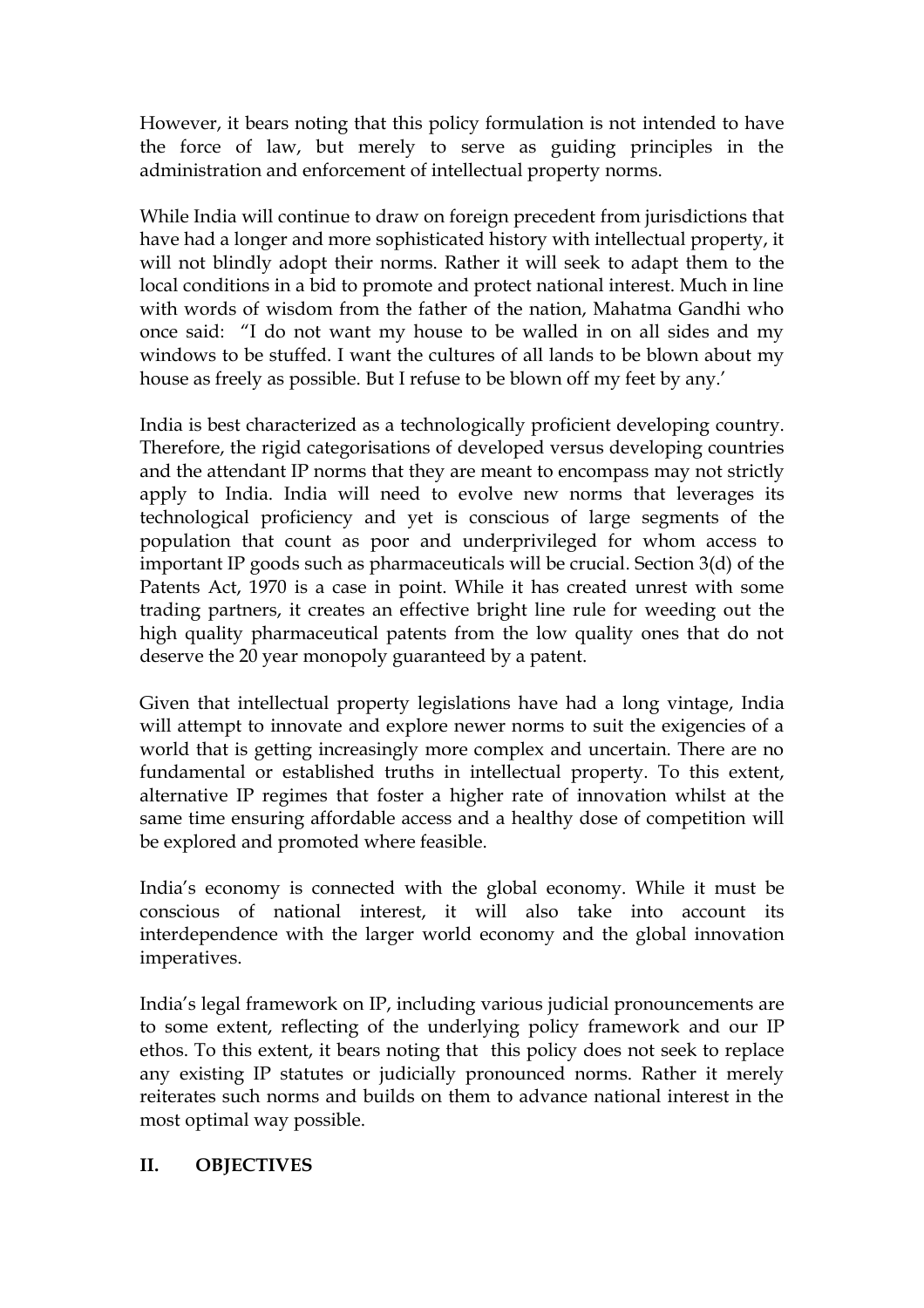However, it bears noting that this policy formulation is not intended to have the force of law, but merely to serve as guiding principles in the administration and enforcement of intellectual property norms.

While India will continue to draw on foreign precedent from jurisdictions that have had a longer and more sophisticated history with intellectual property, it will not blindly adopt their norms. Rather it will seek to adapt them to the local conditions in a bid to promote and protect national interest. Much in line with words of wisdom from the father of the nation, Mahatma Gandhi who once said: "I do not want my house to be walled in on all sides and my windows to be stuffed. I want the cultures of all lands to be blown about my house as freely as possible. But I refuse to be blown off my feet by any.'

India is best characterized as a technologically proficient developing country. Therefore, the rigid categorisations of developed versus developing countries and the attendant IP norms that they are meant to encompass may not strictly apply to India. India will need to evolve new norms that leverages its technological proficiency and yet is conscious of large segments of the population that count as poor and underprivileged for whom access to important IP goods such as pharmaceuticals will be crucial. Section 3(d) of the Patents Act, 1970 is a case in point. While it has created unrest with some trading partners, it creates an effective bright line rule for weeding out the high quality pharmaceutical patents from the low quality ones that do not deserve the 20 year monopoly guaranteed by a patent.

Given that intellectual property legislations have had a long vintage, India will attempt to innovate and explore newer norms to suit the exigencies of a world that is getting increasingly more complex and uncertain. There are no fundamental or established truths in intellectual property. To this extent, alternative IP regimes that foster a higher rate of innovation whilst at the same time ensuring affordable access and a healthy dose of competition will be explored and promoted where feasible.

India's economy is connected with the global economy. While it must be conscious of national interest, it will also take into account its interdependence with the larger world economy and the global innovation imperatives.

India's legal framework on IP, including various judicial pronouncements are to some extent, reflecting of the underlying policy framework and our IP ethos. To this extent, it bears noting that this policy does not seek to replace any existing IP statutes or judicially pronounced norms. Rather it merely reiterates such norms and builds on them to advance national interest in the most optimal way possible.

## II. OBJECTIVES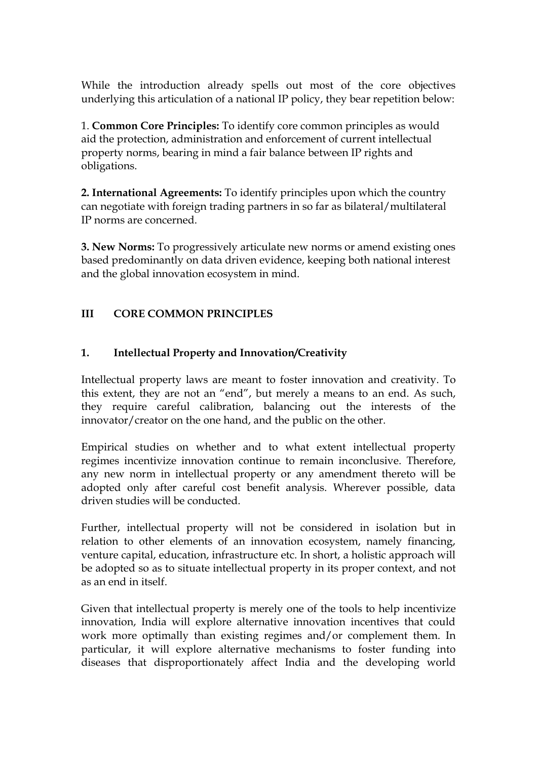While the introduction already spells out most of the core objectives underlying this articulation of a national IP policy, they bear repetition below:

1. **Common Core Principles:** To identify core common principles as would aid the protection, administration and enforcement of current intellectual property norms, bearing in mind a fair balance between IP rights and obligations.

**2. International Agreements:** To identify principles upon which the country can negotiate with foreign trading partners in so far as bilateral/multilateral IP norms are concerned.

**3. New Norms:** To progressively articulate new norms or amend existing ones based predominantly on data driven evidence, keeping both national interest and the global innovation ecosystem in mind.

## III CORE COMMON PRINCIPLES

### 1. Intellectual Property and Innovation/Creativity

Intellectual property laws are meant to foster innovation and creativity. To this extent, they are not an "end", but merely a means to an end. As such, they require careful calibration, balancing out the interests of the innovator/creator on the one hand, and the public on the other.

Empirical studies on whether and to what extent intellectual property regimes incentivize innovation continue to remain inconclusive. Therefore, any new norm in intellectual property or any amendment thereto will be adopted only after careful cost benefit analysis. Wherever possible, data driven studies will be conducted.

Further, intellectual property will not be considered in isolation but in relation to other elements of an innovation ecosystem, namely financing, venture capital, education, infrastructure etc. In short, a holistic approach will be adopted so as to situate intellectual property in its proper context, and not as an end in itself.

Given that intellectual property is merely one of the tools to help incentivize innovation, India will explore alternative innovation incentives that could work more optimally than existing regimes and/or complement them. In particular, it will explore alternative mechanisms to foster funding into diseases that disproportionately affect India and the developing world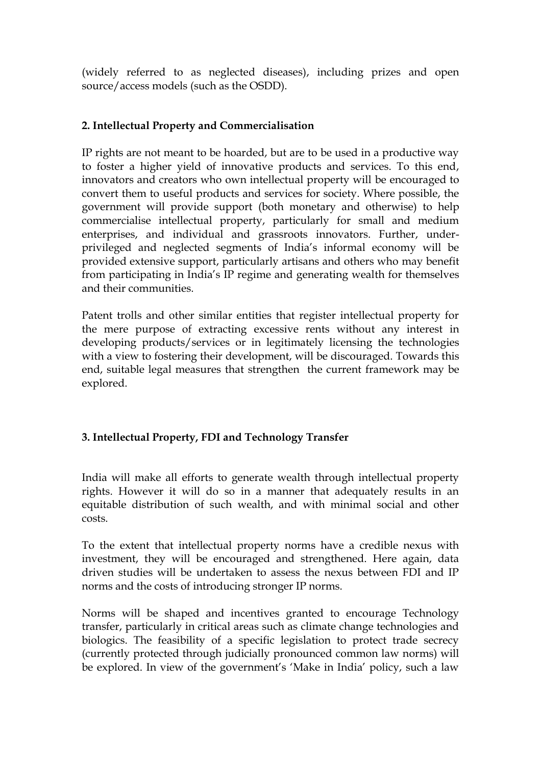(widely referred to as neglected diseases), including prizes and open source/access models (such as the OSDD).

### 2. Intellectual Property and Commercialisation

IP rights are not meant to be hoarded, but are to be used in a productive way to foster a higher yield of innovative products and services. To this end, innovators and creators who own intellectual property will be encouraged to convert them to useful products and services for society. Where possible, the government will provide support (both monetary and otherwise) to help commercialise intellectual property, particularly for small and medium enterprises, and individual and grassroots innovators. Further, under-privileged and neglected segments of India's informal economy will be provided extensive support, particularly artisans and others who may benefit from participating in India's IP regime and generating wealth for themselves and their communities.

Patent trolls and other similar entities that register intellectual property for the mere purpose of extracting excessive rents without any interest in developing products/services or in legitimately licensing the technologies with a view to fostering their development, will be discouraged. Towards this end, suitable legal measures that strengthen the current framework may be explored.

### 3. Intellectual Property, FDI and Technology Transfer

India will make all efforts to generate wealth through intellectual property rights. However it will do so in a manner that adequately results in an equitable distribution of such wealth, and with minimal social and other costs.

To the extent that intellectual property norms have a credible nexus with investment, they will be encouraged and strengthened. Here again, data driven studies will be undertaken to assess the nexus between FDI and IP norms and the costs of introducing stronger IP norms.

Norms will be shaped and incentives granted to encourage Technology transfer, particularly in critical areas such as climate change technologies and biologics. The feasibility of a specific legislation to protect trade secrecy (currently protected through judicially pronounced common law norms) will be explored. In view of the government's 'Make in India' policy, such a law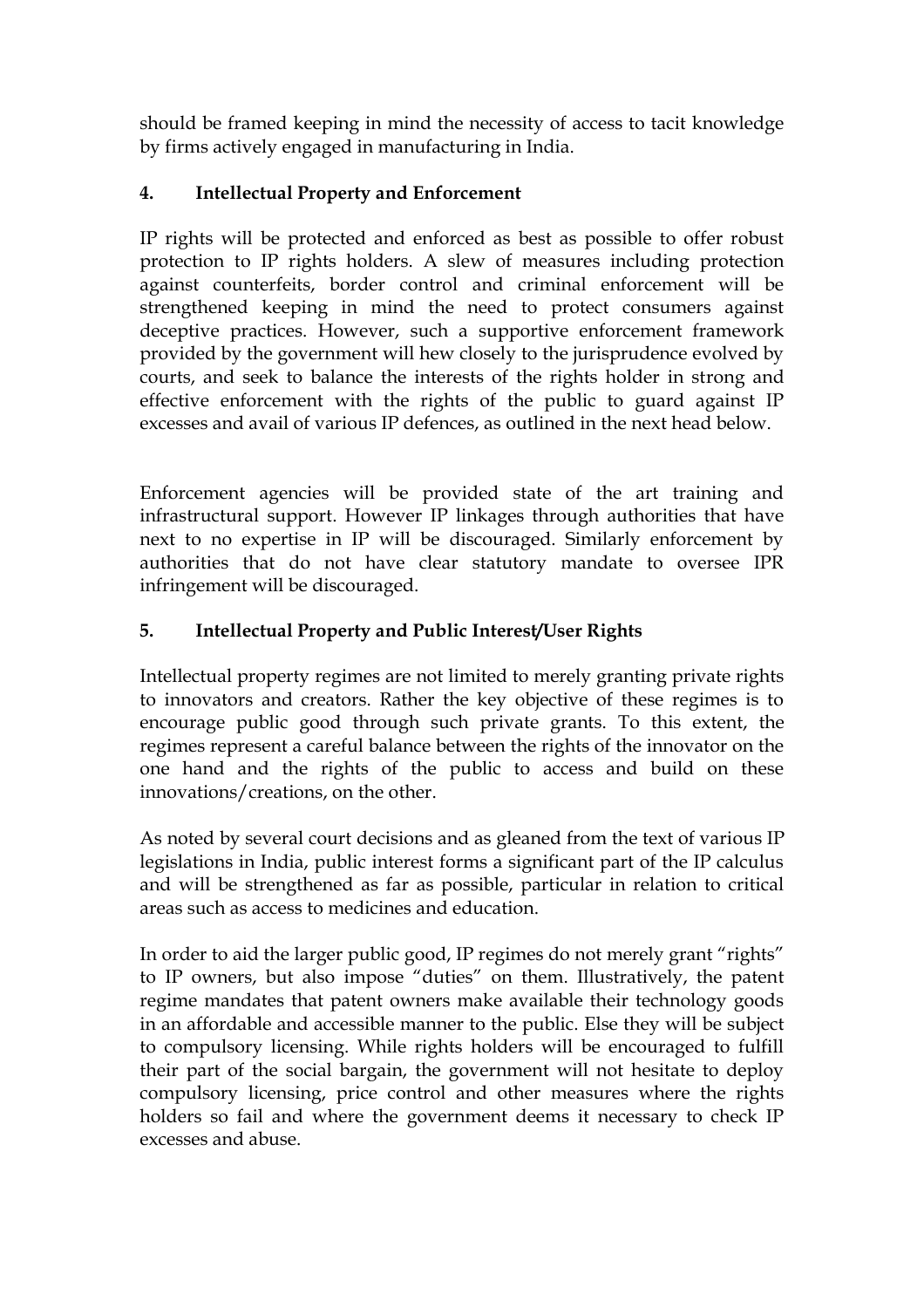should be framed keeping in mind the necessity of access to tacit knowledge by firms actively engaged in manufacturing in India.

### 4. Intellectual Property and Enforcement

IP rights will be protected and enforced as best as possible to offer robust protection to IP rights holders. A slew of measures including protection against counterfeits, border control and criminal enforcement will be strengthened keeping in mind the need to protect consumers against deceptive practices. However, such a supportive enforcement framework provided by the government will hew closely to the jurisprudence evolved by courts, and seek to balance the interests of the rights holder in strong and effective enforcement with the rights of the public to guard against IP excesses and avail of various IP defences, as outlined in the next head below.

Enforcement agencies will be provided state of the art training and infrastructural support. However IP linkages through authorities that have next to no expertise in IP will be discouraged. Similarly enforcement by authorities that do not have clear statutory mandate to oversee IPR infringement will be discouraged.

### 5. Intellectual Property and Public Interest/User Rights

Intellectual property regimes are not limited to merely granting private rights to innovators and creators. Rather the key objective of these regimes is to encourage public good through such private grants. To this extent, the regimes represent a careful balance between the rights of the innovator on the one hand and the rights of the public to access and build on these innovations/creations, on the other.

As noted by several court decisions and as gleaned from the text of various IP legislations in India, public interest forms a significant part of the IP calculus and will be strengthened as far as possible, particular in relation to critical areas such as access to medicines and education.

In order to aid the larger public good, IP regimes do not merely grant "rights" to IP owners, but also impose "duties" on them. Illustratively, the patent regime mandates that patent owners make available their technology goods in an affordable and accessible manner to the public. Else they will be subject to compulsory licensing. While rights holders will be encouraged to fulfill their part of the social bargain, the government will not hesitate to deploy compulsory licensing, price control and other measures where the rights holders so fail and where the government deems it necessary to check IP excesses and abuse.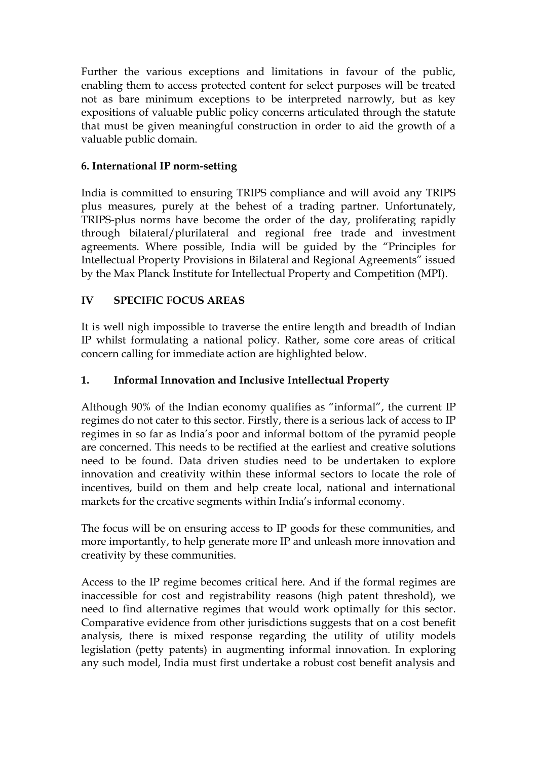Further the various exceptions and limitations in favour of the public, enabling them to access protected content for select purposes will be treated not as bare minimum exceptions to be interpreted narrowly, but as key expositions of valuable public policy concerns articulated through the statute that must be given meaningful construction in order to aid the growth of a valuable public domain.

### 6. International IP norm-setting

India is committed to ensuring TRIPS compliance and will avoid any TRIPS plus measures, purely at the behest of a trading partner. Unfortunately, TRIPS-plus norms have become the order of the day, proliferating rapidly through bilateral/plurilateral and regional free trade and investment agreements. Where possible, India will be guided by the "Principles for Intellectual Property Provisions in Bilateral and Regional Agreements" issued by the Max Planck Institute for Intellectual Property and Competition (MPI).

## IV SPECIFIC FOCUS AREAS

It is well nigh impossible to traverse the entire length and breadth of Indian IP whilst formulating a national policy. Rather, some core areas of critical concern calling for immediate action are highlighted below.

### 1. Informal Innovation and Inclusive Intellectual Property

Although 90% of the Indian economy qualifies as "informal", the current IP regimes do not cater to this sector. Firstly, there is a serious lack of access to IP regimes in so far as India's poor and informal bottom of the pyramid people are concerned. This needs to be rectified at the earliest and creative solutions need to be found. Data driven studies need to be undertaken to explore innovation and creativity within these informal sectors to locate the role of incentives, build on them and help create local, national and international markets for the creative segments within India's informal economy.

The focus will be on ensuring access to IP goods for these communities, and more importantly, to help generate more IP and unleash more innovation and creativity by these communities.

Access to the IP regime becomes critical here. And if the formal regimes are inaccessible for cost and registrability reasons (high patent threshold), we need to find alternative regimes that would work optimally for this sector. Comparative evidence from other jurisdictions suggests that on a cost benefit analysis, there is mixed response regarding the utility of utility models legislation (petty patents) in augmenting informal innovation. In exploring any such model, India must first undertake a robust cost benefit analysis and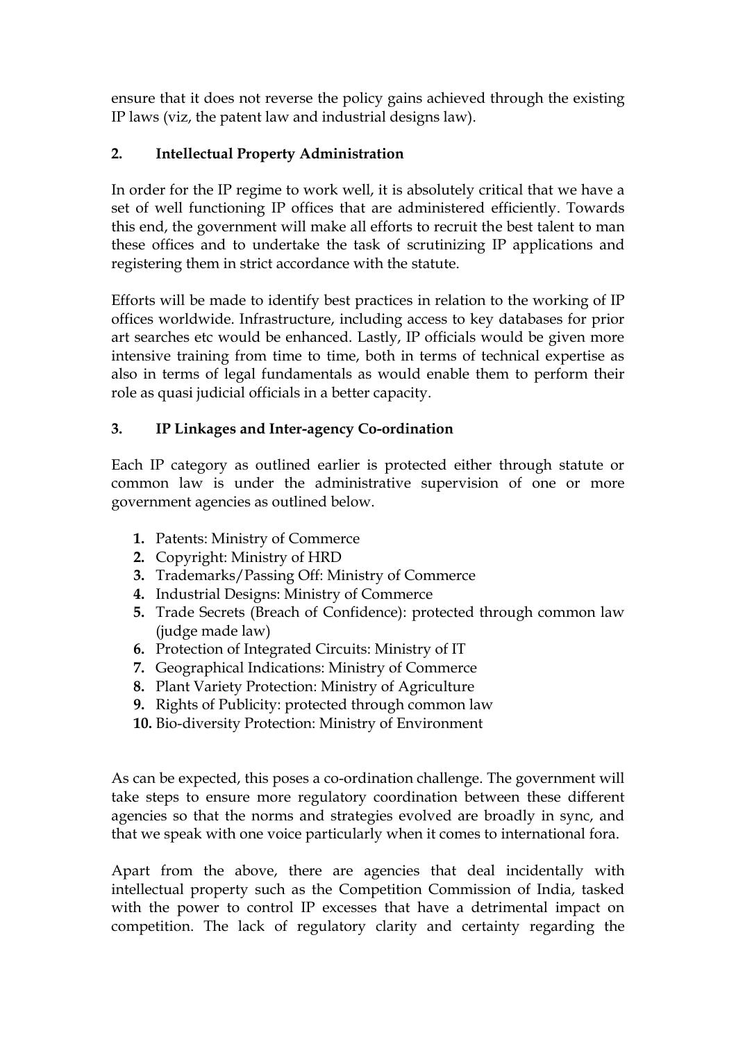ensure that it does not reverse the policy gains achieved through the existing IP laws (viz, the patent law and industrial designs law).

## 2. Intellectual Property Administration

In order for the IP regime to work well, it is absolutely critical that we have a set of well functioning IP offices that are administered efficiently. Towards this end, the government will make all efforts to recruit the best talent to man these offices and to undertake the task of scrutinizing IP applications and registering them in strict accordance with the statute.

Efforts will be made to identify best practices in relation to the working of IP offices worldwide. Infrastructure, including access to key databases for prior art searches etc would be enhanced. Lastly, IP officials would be given more intensive training from time to time, both in terms of technical expertise as also in terms of legal fundamentals as would enable them to perform their role as quasi judicial officials in a better capacity.

## 3. IP Linkages and Inter-agency Co-ordination

Each IP category as outlined earlier is protected either through statute or common law is under the administrative supervision of one or more government agencies as outlined below.

1. Patents: Ministry of Commerce
2. Copyright: Ministry of HRD
3. Trademarks/Passing Off: Ministry of Commerce
4. Industrial Designs: Ministry of Commerce
5. Trade Secrets (Breach of Confidence): protected through common law (judge made law)
6. Protection of Integrated Circuits: Ministry of IT
7. Geographical Indications: Ministry of Commerce
8. Plant Variety Protection: Ministry of Agriculture
9. Rights of Publicity: protected through common law
10. Bio-diversity Protection: Ministry of Environment

As can be expected, this poses a co-ordination challenge. The government will take steps to ensure more regulatory coordination between these different agencies so that the norms and strategies evolved are broadly in sync, and that we speak with one voice particularly when it comes to international fora.

Apart from the above, there are agencies that deal incidentally with intellectual property such as the Competition Commission of India, tasked with the power to control IP excesses that have a detrimental impact on competition. The lack of regulatory clarity and certainty regarding the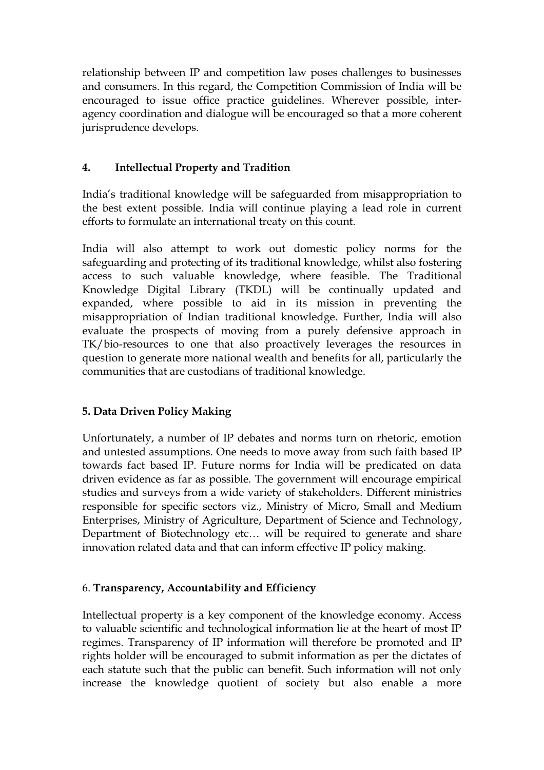relationship between IP and competition law poses challenges to businesses and consumers. In this regard, the Competition Commission of India will be encouraged to issue office practice guidelines. Wherever possible, inter-agency coordination and dialogue will be encouraged so that a more coherent jurisprudence develops.

## 4. Intellectual Property and Tradition

India's traditional knowledge will be safeguarded from misappropriation to the best extent possible. India will continue playing a lead role in current efforts to formulate an international treaty on this count.

India will also attempt to work out domestic policy norms for the safeguarding and protecting of its traditional knowledge, whilst also fostering access to such valuable knowledge, where feasible. The Traditional Knowledge Digital Library (TKDL) will be continually updated and expanded, where possible to aid in its mission in preventing the misappropriation of Indian traditional knowledge. Further, India will also evaluate the prospects of moving from a purely defensive approach in TK/bio-resources to one that also proactively leverages the resources in question to generate more national wealth and benefits for all, particularly the communities that are custodians of traditional knowledge.

## 5. Data Driven Policy Making

Unfortunately, a number of IP debates and norms turn on rhetoric, emotion and untested assumptions. One needs to move away from such faith based IP towards fact based IP. Future norms for India will be predicated on data driven evidence as far as possible. The government will encourage empirical studies and surveys from a wide variety of stakeholders. Different ministries responsible for specific sectors viz., Ministry of Micro, Small and Medium Enterprises, Ministry of Agriculture, Department of Science and Technology, Department of Biotechnology etc… will be required to generate and share innovation related data and that can inform effective IP policy making.

## 6. Transparency, Accountability and Efficiency

Intellectual property is a key component of the knowledge economy. Access to valuable scientific and technological information lie at the heart of most IP regimes. Transparency of IP information will therefore be promoted and IP rights holder will be encouraged to submit information as per the dictates of each statute such that the public can benefit. Such information will not only increase the knowledge quotient of society but also enable a more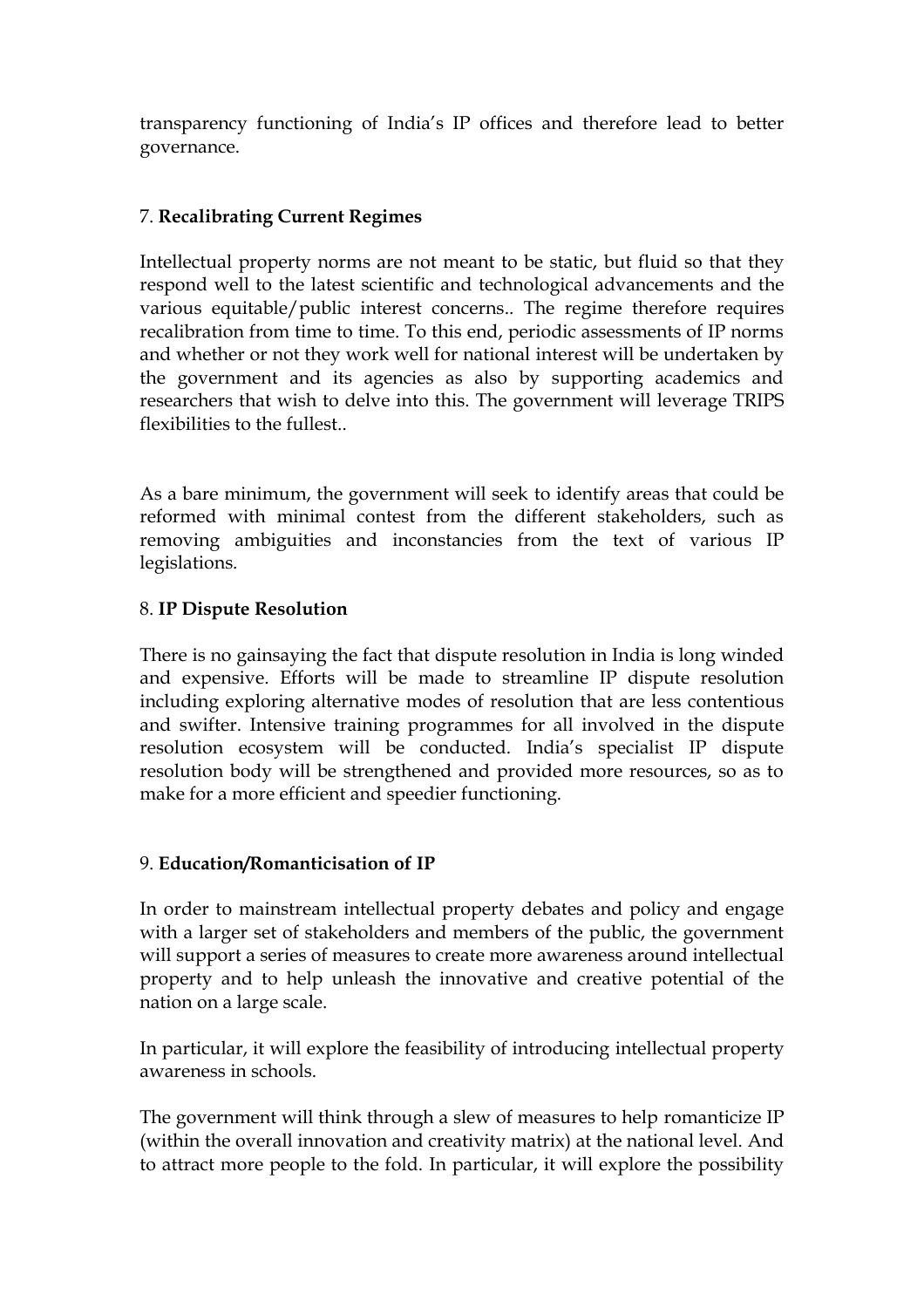transparency functioning of India's IP offices and therefore lead to better governance.

## 7. **Recalibrating Current Regimes**

Intellectual property norms are not meant to be static, but fluid so that they respond well to the latest scientific and technological advancements and the various equitable/public interest concerns.. The regime therefore requires recalibration from time to time. To this end, periodic assessments of IP norms and whether or not they work well for national interest will be undertaken by the government and its agencies as also by supporting academics and researchers that wish to delve into this. The government will leverage TRIPS flexibilities to the fullest..

As a bare minimum, the government will seek to identify areas that could be reformed with minimal contest from the different stakeholders, such as removing ambiguities and inconstancies from the text of various IP legislations.

## 8. **IP Dispute Resolution**

There is no gainsaying the fact that dispute resolution in India is long winded and expensive. Efforts will be made to streamline IP dispute resolution including exploring alternative modes of resolution that are less contentious and swifter. Intensive training programmes for all involved in the dispute resolution ecosystem will be conducted. India's specialist IP dispute resolution body will be strengthened and provided more resources, so as to make for a more efficient and speedier functioning.

## 9. **Education/Romanticisation of IP**

In order to mainstream intellectual property debates and policy and engage with a larger set of stakeholders and members of the public, the government will support a series of measures to create more awareness around intellectual property and to help unleash the innovative and creative potential of the nation on a large scale.

In particular, it will explore the feasibility of introducing intellectual property awareness in schools.

The government will think through a slew of measures to help romanticize IP (within the overall innovation and creativity matrix) at the national level. And to attract more people to the fold. In particular, it will explore the possibility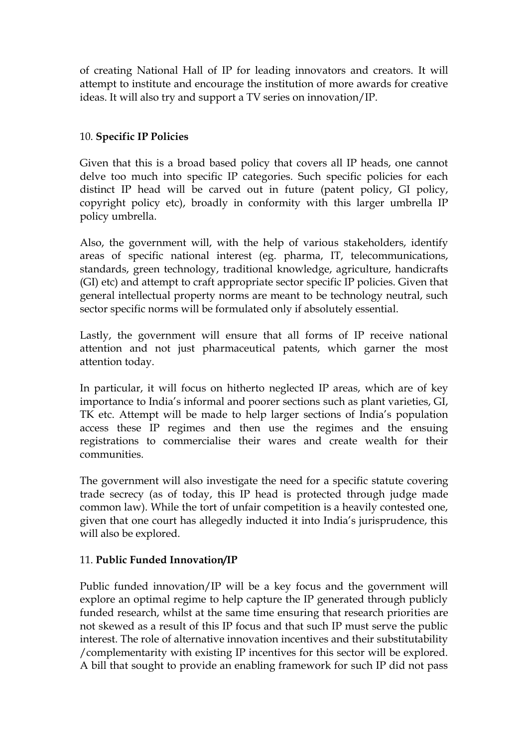of creating National Hall of IP for leading innovators and creators. It will attempt to institute and encourage the institution of more awards for creative ideas. It will also try and support a TV series on innovation/IP.

10. **Specific IP Policies**

Given that this is a broad based policy that covers all IP heads, one cannot delve too much into specific IP categories. Such specific policies for each distinct IP head will be carved out in future (patent policy, GI policy, copyright policy etc), broadly in conformity with this larger umbrella IP policy umbrella.

Also, the government will, with the help of various stakeholders, identify areas of specific national interest (eg. pharma, IT, telecommunications, standards, green technology, traditional knowledge, agriculture, handicrafts (GI) etc) and attempt to craft appropriate sector specific IP policies. Given that general intellectual property norms are meant to be technology neutral, such sector specific norms will be formulated only if absolutely essential.

Lastly, the government will ensure that all forms of IP receive national attention and not just pharmaceutical patents, which garner the most attention today.

In particular, it will focus on hitherto neglected IP areas, which are of key importance to India's informal and poorer sections such as plant varieties, GI, TK etc. Attempt will be made to help larger sections of India's population access these IP regimes and then use the regimes and the ensuing registrations to commercialise their wares and create wealth for their communities.

The government will also investigate the need for a specific statute covering trade secrecy (as of today, this IP head is protected through judge made common law). While the tort of unfair competition is a heavily contested one, given that one court has allegedly inducted it into India's jurisprudence, this will also be explored.

11. **Public Funded Innovation/IP**

Public funded innovation/IP will be a key focus and the government will explore an optimal regime to help capture the IP generated through publicly funded research, whilst at the same time ensuring that research priorities are not skewed as a result of this IP focus and that such IP must serve the public interest. The role of alternative innovation incentives and their substitutability /complementarity with existing IP incentives for this sector will be explored. A bill that sought to provide an enabling framework for such IP did not pass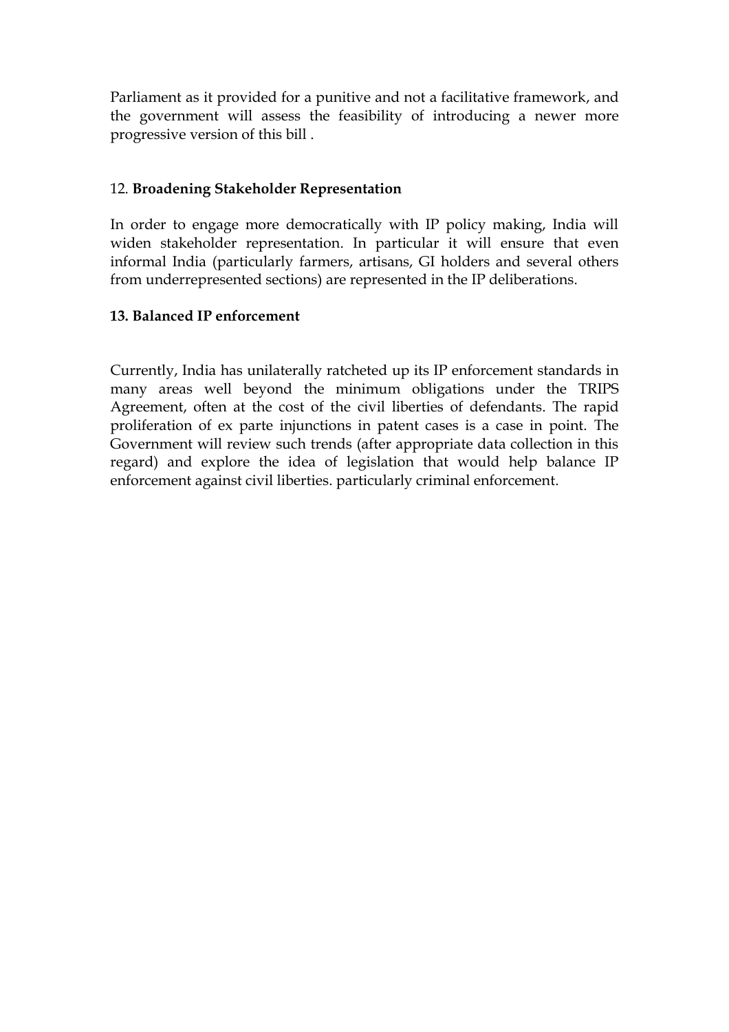Parliament as it provided for a punitive and not a facilitative framework, and the government will assess the feasibility of introducing a newer more progressive version of this bill .

12. **Broadening Stakeholder Representation**

In order to engage more democratically with IP policy making, India will widen stakeholder representation. In particular it will ensure that even informal India (particularly farmers, artisans, GI holders and several others from underrepresented sections) are represented in the IP deliberations.

**13. Balanced IP enforcement**

Currently, India has unilaterally ratcheted up its IP enforcement standards in many areas well beyond the minimum obligations under the TRIPS Agreement, often at the cost of the civil liberties of defendants. The rapid proliferation of ex parte injunctions in patent cases is a case in point. The Government will review such trends (after appropriate data collection in this regard) and explore the idea of legislation that would help balance IP enforcement against civil liberties. particularly criminal enforcement.